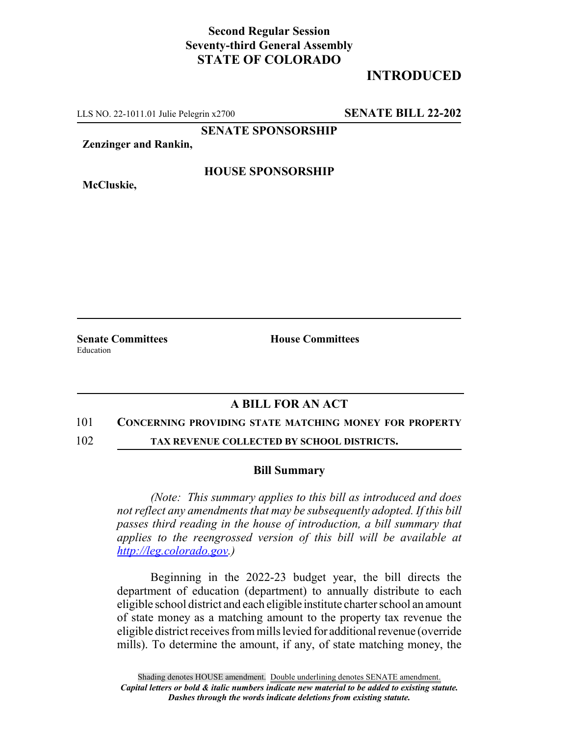**Second Regular Session**
**Seventy-third General Assembly**
**STATE OF COLORADO**

# INTRODUCED

LLS NO. 22-1011.01 Julie Pelegrin x2700 **SENATE BILL 22-202**

**SENATE SPONSORSHIP**

**Zenzinger and Rankin,**

**HOUSE SPONSORSHIP**

**McCluskie,**

**Senate Committees** Education

**House Committees**

## A BILL FOR AN ACT

101 **CONCERNING PROVIDING STATE MATCHING MONEY FOR PROPERTY**
102 **TAX REVENUE COLLECTED BY SCHOOL DISTRICTS.**

### Bill Summary

*(Note: This summary applies to this bill as introduced and does not reflect any amendments that may be subsequently adopted. If this bill passes third reading in the house of introduction, a bill summary that applies to the reengrossed version of this bill will be available at http://leg.colorado.gov.)*

Beginning in the 2022-23 budget year, the bill directs the department of education (department) to annually distribute to each eligible school district and each eligible institute charter school an amount of state money as a matching amount to the property tax revenue the eligible district receives from mills levied for additional revenue (override mills). To determine the amount, if any, of state matching money, the

Shading denotes HOUSE amendment. Double underlining denotes SENATE amendment.
*Capital letters or bold & italic numbers indicate new material to be added to existing statute.*
*Dashes through the words indicate deletions from existing statute.*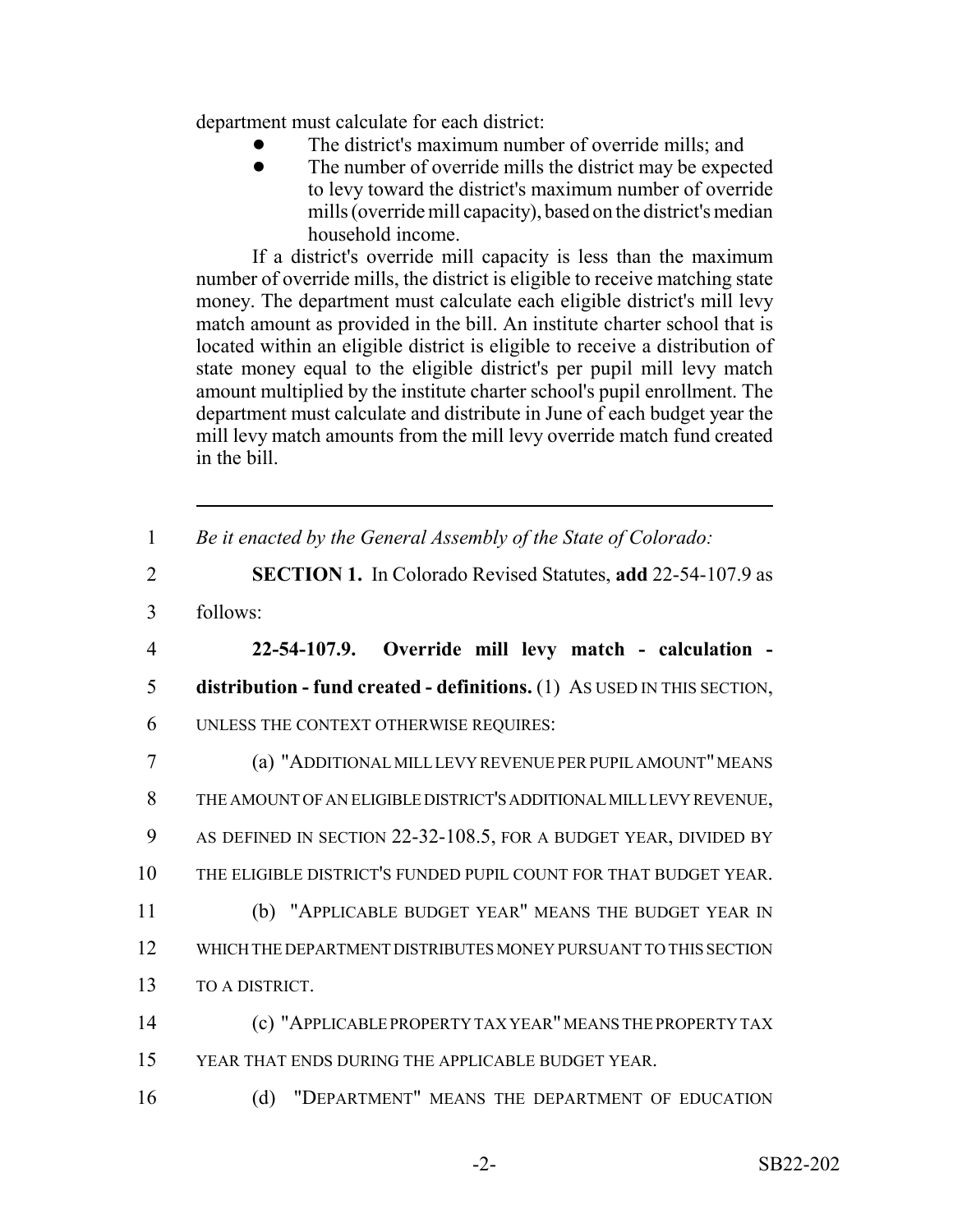department must calculate for each district:

- The district's maximum number of override mills; and
- The number of override mills the district may be expected to levy toward the district's maximum number of override mills (override mill capacity), based on the district's median household income.

If a district's override mill capacity is less than the maximum number of override mills, the district is eligible to receive matching state money. The department must calculate each eligible district's mill levy match amount as provided in the bill. An institute charter school that is located within an eligible district is eligible to receive a distribution of state money equal to the eligible district's per pupil mill levy match amount multiplied by the institute charter school's pupil enrollment. The department must calculate and distribute in June of each budget year the mill levy match amounts from the mill levy override match fund created in the bill.

---

1 *Be it enacted by the General Assembly of the State of Colorado:*

2 **SECTION 1.** In Colorado Revised Statutes, **add** 22-54-107.9 as
3 follows:

4 **22-54-107.9. Override mill levy match - calculation -**
5 **distribution - fund created - definitions.** (1) AS USED IN THIS SECTION,
6 UNLESS THE CONTEXT OTHERWISE REQUIRES:

7 (a) "ADDITIONAL MILL LEVY REVENUE PER PUPIL AMOUNT" MEANS
8 THE AMOUNT OF AN ELIGIBLE DISTRICT'S ADDITIONAL MILL LEVY REVENUE,
9 AS DEFINED IN SECTION 22-32-108.5, FOR A BUDGET YEAR, DIVIDED BY
10 THE ELIGIBLE DISTRICT'S FUNDED PUPIL COUNT FOR THAT BUDGET YEAR.

11 (b) "APPLICABLE BUDGET YEAR" MEANS THE BUDGET YEAR IN
12 WHICH THE DEPARTMENT DISTRIBUTES MONEY PURSUANT TO THIS SECTION
13 TO A DISTRICT.

14 (c) "APPLICABLE PROPERTY TAX YEAR" MEANS THE PROPERTY TAX
15 YEAR THAT ENDS DURING THE APPLICABLE BUDGET YEAR.

16 (d) "DEPARTMENT" MEANS THE DEPARTMENT OF EDUCATION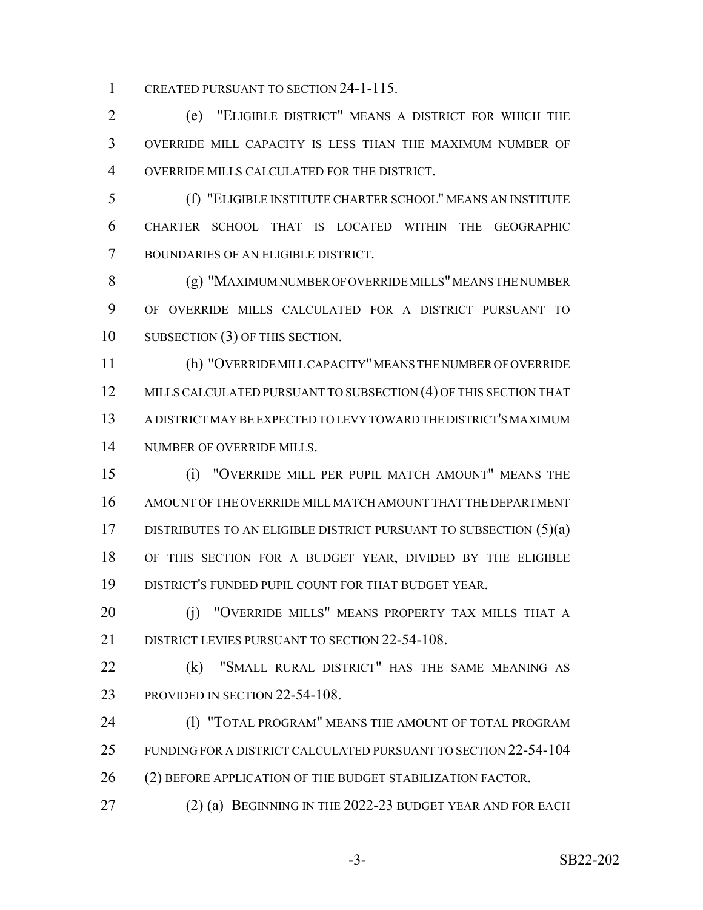CREATED PURSUANT TO SECTION 24-1-115.

(e) "ELIGIBLE DISTRICT" MEANS A DISTRICT FOR WHICH THE OVERRIDE MILL CAPACITY IS LESS THAN THE MAXIMUM NUMBER OF OVERRIDE MILLS CALCULATED FOR THE DISTRICT.

(f) "ELIGIBLE INSTITUTE CHARTER SCHOOL" MEANS AN INSTITUTE CHARTER SCHOOL THAT IS LOCATED WITHIN THE GEOGRAPHIC BOUNDARIES OF AN ELIGIBLE DISTRICT.

(g) "MAXIMUM NUMBER OF OVERRIDE MILLS" MEANS THE NUMBER OF OVERRIDE MILLS CALCULATED FOR A DISTRICT PURSUANT TO SUBSECTION (3) OF THIS SECTION.

(h) "OVERRIDE MILL CAPACITY" MEANS THE NUMBER OF OVERRIDE MILLS CALCULATED PURSUANT TO SUBSECTION (4) OF THIS SECTION THAT A DISTRICT MAY BE EXPECTED TO LEVY TOWARD THE DISTRICT'S MAXIMUM NUMBER OF OVERRIDE MILLS.

(i) "OVERRIDE MILL PER PUPIL MATCH AMOUNT" MEANS THE AMOUNT OF THE OVERRIDE MILL MATCH AMOUNT THAT THE DEPARTMENT DISTRIBUTES TO AN ELIGIBLE DISTRICT PURSUANT TO SUBSECTION (5)(a) OF THIS SECTION FOR A BUDGET YEAR, DIVIDED BY THE ELIGIBLE DISTRICT'S FUNDED PUPIL COUNT FOR THAT BUDGET YEAR.

(j) "OVERRIDE MILLS" MEANS PROPERTY TAX MILLS THAT A DISTRICT LEVIES PURSUANT TO SECTION 22-54-108.

(k) "SMALL RURAL DISTRICT" HAS THE SAME MEANING AS PROVIDED IN SECTION 22-54-108.

(l) "TOTAL PROGRAM" MEANS THE AMOUNT OF TOTAL PROGRAM FUNDING FOR A DISTRICT CALCULATED PURSUANT TO SECTION 22-54-104 (2) BEFORE APPLICATION OF THE BUDGET STABILIZATION FACTOR.

(2) (a) BEGINNING IN THE 2022-23 BUDGET YEAR AND FOR EACH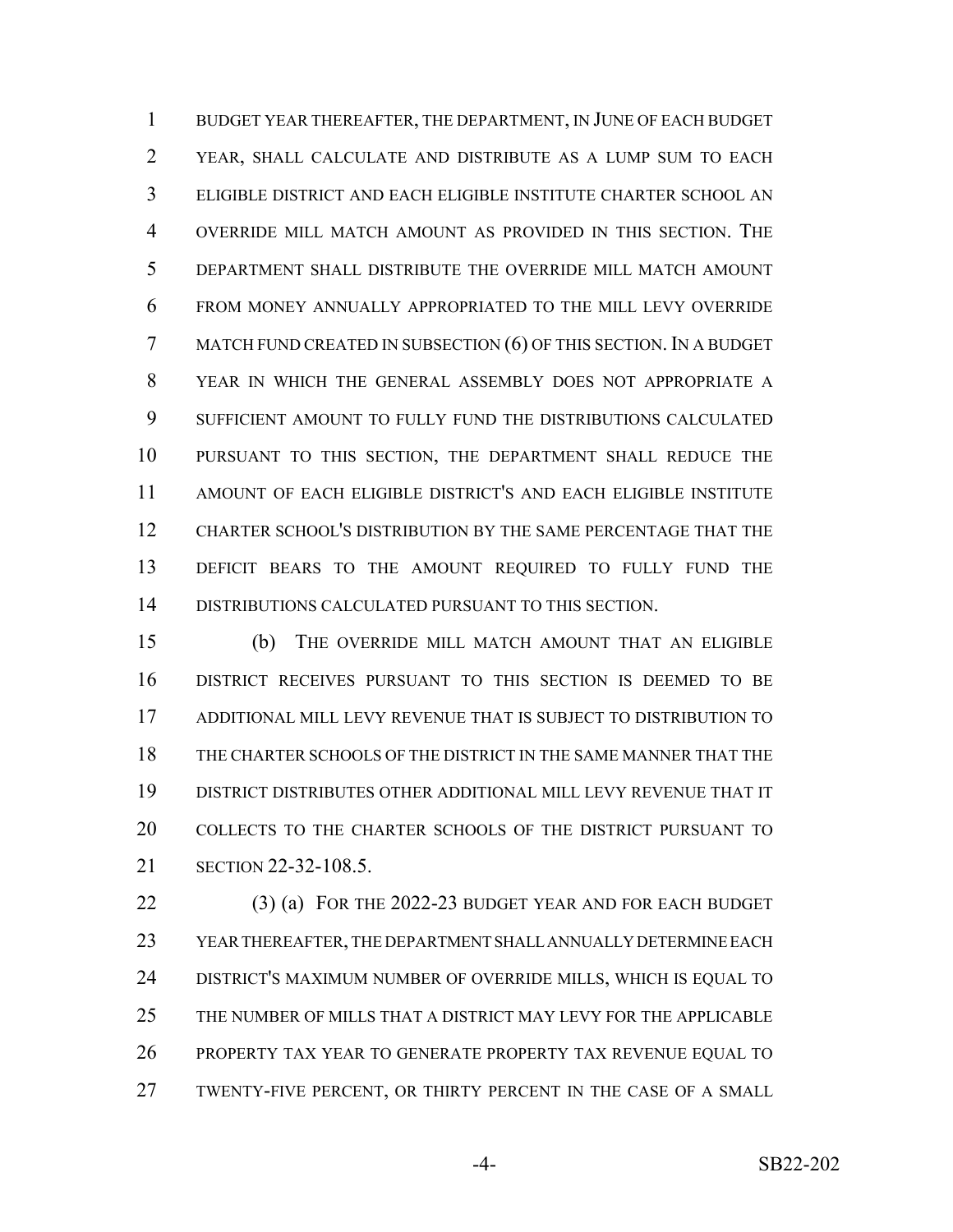BUDGET YEAR THEREAFTER, THE DEPARTMENT, IN JUNE OF EACH BUDGET YEAR, SHALL CALCULATE AND DISTRIBUTE AS A LUMP SUM TO EACH ELIGIBLE DISTRICT AND EACH ELIGIBLE INSTITUTE CHARTER SCHOOL AN OVERRIDE MILL MATCH AMOUNT AS PROVIDED IN THIS SECTION. THE DEPARTMENT SHALL DISTRIBUTE THE OVERRIDE MILL MATCH AMOUNT FROM MONEY ANNUALLY APPROPRIATED TO THE MILL LEVY OVERRIDE MATCH FUND CREATED IN SUBSECTION (6) OF THIS SECTION. IN A BUDGET YEAR IN WHICH THE GENERAL ASSEMBLY DOES NOT APPROPRIATE A SUFFICIENT AMOUNT TO FULLY FUND THE DISTRIBUTIONS CALCULATED PURSUANT TO THIS SECTION, THE DEPARTMENT SHALL REDUCE THE AMOUNT OF EACH ELIGIBLE DISTRICT'S AND EACH ELIGIBLE INSTITUTE CHARTER SCHOOL'S DISTRIBUTION BY THE SAME PERCENTAGE THAT THE DEFICIT BEARS TO THE AMOUNT REQUIRED TO FULLY FUND THE DISTRIBUTIONS CALCULATED PURSUANT TO THIS SECTION.

(b) THE OVERRIDE MILL MATCH AMOUNT THAT AN ELIGIBLE DISTRICT RECEIVES PURSUANT TO THIS SECTION IS DEEMED TO BE ADDITIONAL MILL LEVY REVENUE THAT IS SUBJECT TO DISTRIBUTION TO THE CHARTER SCHOOLS OF THE DISTRICT IN THE SAME MANNER THAT THE DISTRICT DISTRIBUTES OTHER ADDITIONAL MILL LEVY REVENUE THAT IT COLLECTS TO THE CHARTER SCHOOLS OF THE DISTRICT PURSUANT TO SECTION 22-32-108.5.

(3) (a) FOR THE 2022-23 BUDGET YEAR AND FOR EACH BUDGET YEAR THEREAFTER, THE DEPARTMENT SHALL ANNUALLY DETERMINE EACH DISTRICT'S MAXIMUM NUMBER OF OVERRIDE MILLS, WHICH IS EQUAL TO THE NUMBER OF MILLS THAT A DISTRICT MAY LEVY FOR THE APPLICABLE PROPERTY TAX YEAR TO GENERATE PROPERTY TAX REVENUE EQUAL TO TWENTY-FIVE PERCENT, OR THIRTY PERCENT IN THE CASE OF A SMALL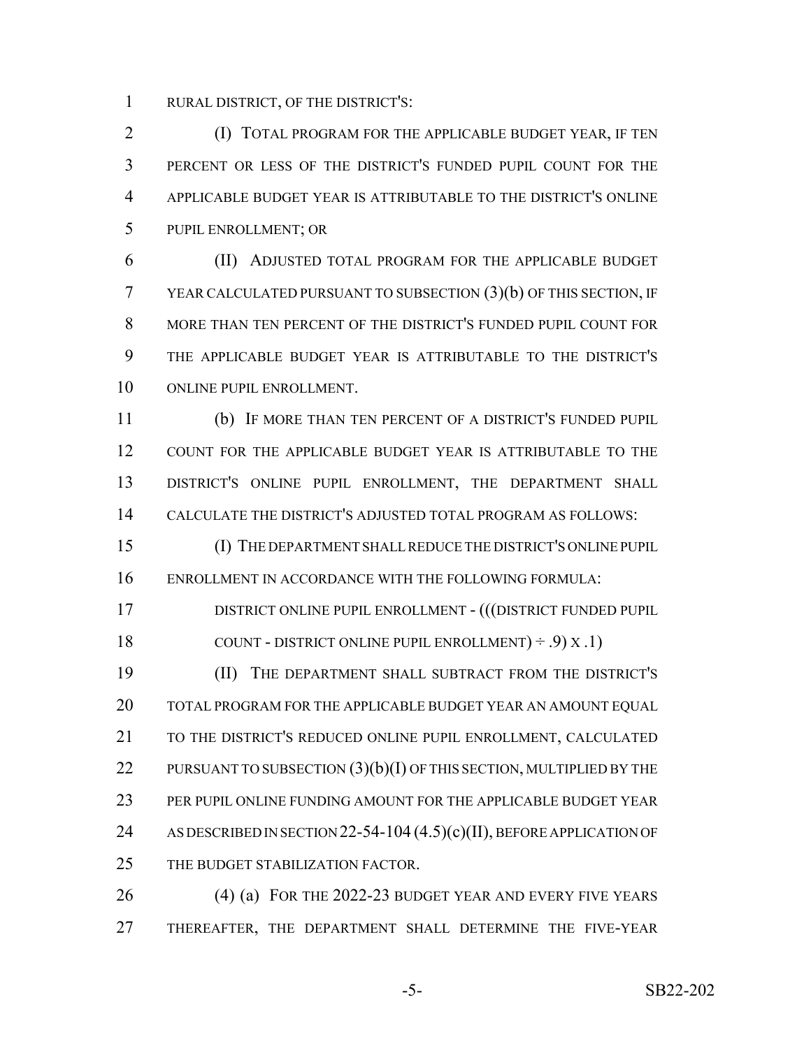RURAL DISTRICT, OF THE DISTRICT'S:

(I) TOTAL PROGRAM FOR THE APPLICABLE BUDGET YEAR, IF TEN PERCENT OR LESS OF THE DISTRICT'S FUNDED PUPIL COUNT FOR THE APPLICABLE BUDGET YEAR IS ATTRIBUTABLE TO THE DISTRICT'S ONLINE PUPIL ENROLLMENT; OR

(II) ADJUSTED TOTAL PROGRAM FOR THE APPLICABLE BUDGET YEAR CALCULATED PURSUANT TO SUBSECTION (3)(b) OF THIS SECTION, IF MORE THAN TEN PERCENT OF THE DISTRICT'S FUNDED PUPIL COUNT FOR THE APPLICABLE BUDGET YEAR IS ATTRIBUTABLE TO THE DISTRICT'S ONLINE PUPIL ENROLLMENT.

(b) IF MORE THAN TEN PERCENT OF A DISTRICT'S FUNDED PUPIL COUNT FOR THE APPLICABLE BUDGET YEAR IS ATTRIBUTABLE TO THE DISTRICT'S ONLINE PUPIL ENROLLMENT, THE DEPARTMENT SHALL CALCULATE THE DISTRICT'S ADJUSTED TOTAL PROGRAM AS FOLLOWS:

(I) THE DEPARTMENT SHALL REDUCE THE DISTRICT'S ONLINE PUPIL ENROLLMENT IN ACCORDANCE WITH THE FOLLOWING FORMULA:

DISTRICT ONLINE PUPIL ENROLLMENT - (((DISTRICT FUNDED PUPIL COUNT - DISTRICT ONLINE PUPIL ENROLLMENT) ÷ .9) X .1)

(II) THE DEPARTMENT SHALL SUBTRACT FROM THE DISTRICT'S TOTAL PROGRAM FOR THE APPLICABLE BUDGET YEAR AN AMOUNT EQUAL TO THE DISTRICT'S REDUCED ONLINE PUPIL ENROLLMENT, CALCULATED PURSUANT TO SUBSECTION (3)(b)(I) OF THIS SECTION, MULTIPLIED BY THE PER PUPIL ONLINE FUNDING AMOUNT FOR THE APPLICABLE BUDGET YEAR AS DESCRIBED IN SECTION 22-54-104 (4.5)(c)(II), BEFORE APPLICATION OF THE BUDGET STABILIZATION FACTOR.

(4) (a) FOR THE 2022-23 BUDGET YEAR AND EVERY FIVE YEARS THEREAFTER, THE DEPARTMENT SHALL DETERMINE THE FIVE-YEAR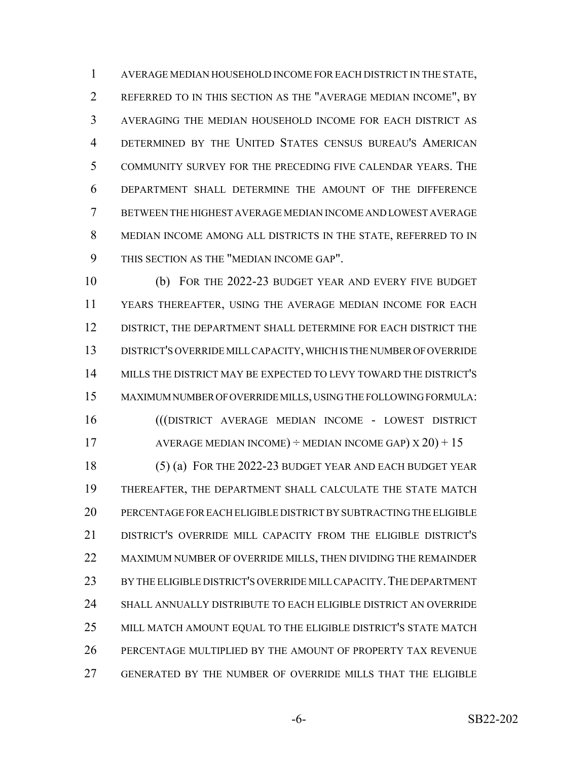AVERAGE MEDIAN HOUSEHOLD INCOME FOR EACH DISTRICT IN THE STATE, REFERRED TO IN THIS SECTION AS THE "AVERAGE MEDIAN INCOME", BY AVERAGING THE MEDIAN HOUSEHOLD INCOME FOR EACH DISTRICT AS DETERMINED BY THE UNITED STATES CENSUS BUREAU'S AMERICAN COMMUNITY SURVEY FOR THE PRECEDING FIVE CALENDAR YEARS. THE DEPARTMENT SHALL DETERMINE THE AMOUNT OF THE DIFFERENCE BETWEEN THE HIGHEST AVERAGE MEDIAN INCOME AND LOWEST AVERAGE MEDIAN INCOME AMONG ALL DISTRICTS IN THE STATE, REFERRED TO IN THIS SECTION AS THE "MEDIAN INCOME GAP".

(b) FOR THE 2022-23 BUDGET YEAR AND EVERY FIVE BUDGET YEARS THEREAFTER, USING THE AVERAGE MEDIAN INCOME FOR EACH DISTRICT, THE DEPARTMENT SHALL DETERMINE FOR EACH DISTRICT THE DISTRICT'S OVERRIDE MILL CAPACITY, WHICH IS THE NUMBER OF OVERRIDE MILLS THE DISTRICT MAY BE EXPECTED TO LEVY TOWARD THE DISTRICT'S MAXIMUM NUMBER OF OVERRIDE MILLS, USING THE FOLLOWING FORMULA:

(((DISTRICT AVERAGE MEDIAN INCOME - LOWEST DISTRICT AVERAGE MEDIAN INCOME) ÷ MEDIAN INCOME GAP) X 20) + 15

(5) (a) FOR THE 2022-23 BUDGET YEAR AND EACH BUDGET YEAR THEREAFTER, THE DEPARTMENT SHALL CALCULATE THE STATE MATCH PERCENTAGE FOR EACH ELIGIBLE DISTRICT BY SUBTRACTING THE ELIGIBLE DISTRICT'S OVERRIDE MILL CAPACITY FROM THE ELIGIBLE DISTRICT'S MAXIMUM NUMBER OF OVERRIDE MILLS, THEN DIVIDING THE REMAINDER BY THE ELIGIBLE DISTRICT'S OVERRIDE MILL CAPACITY. THE DEPARTMENT SHALL ANNUALLY DISTRIBUTE TO EACH ELIGIBLE DISTRICT AN OVERRIDE MILL MATCH AMOUNT EQUAL TO THE ELIGIBLE DISTRICT'S STATE MATCH PERCENTAGE MULTIPLIED BY THE AMOUNT OF PROPERTY TAX REVENUE GENERATED BY THE NUMBER OF OVERRIDE MILLS THAT THE ELIGIBLE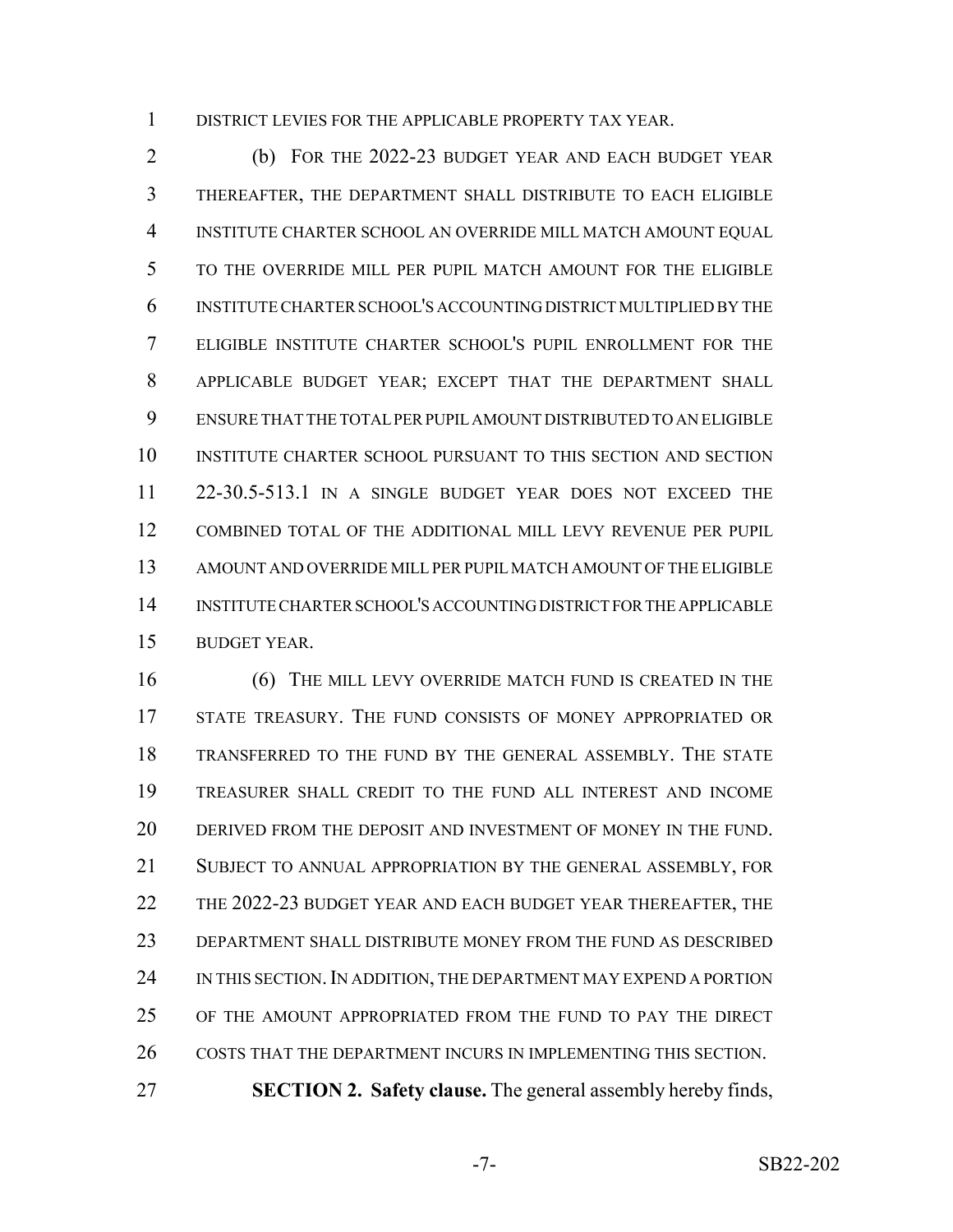DISTRICT LEVIES FOR THE APPLICABLE PROPERTY TAX YEAR.

(b) FOR THE 2022-23 BUDGET YEAR AND EACH BUDGET YEAR THEREAFTER, THE DEPARTMENT SHALL DISTRIBUTE TO EACH ELIGIBLE INSTITUTE CHARTER SCHOOL AN OVERRIDE MILL MATCH AMOUNT EQUAL TO THE OVERRIDE MILL PER PUPIL MATCH AMOUNT FOR THE ELIGIBLE INSTITUTE CHARTER SCHOOL'S ACCOUNTING DISTRICT MULTIPLIED BY THE ELIGIBLE INSTITUTE CHARTER SCHOOL'S PUPIL ENROLLMENT FOR THE APPLICABLE BUDGET YEAR; EXCEPT THAT THE DEPARTMENT SHALL ENSURE THAT THE TOTAL PER PUPIL AMOUNT DISTRIBUTED TO AN ELIGIBLE INSTITUTE CHARTER SCHOOL PURSUANT TO THIS SECTION AND SECTION 22-30.5-513.1 IN A SINGLE BUDGET YEAR DOES NOT EXCEED THE COMBINED TOTAL OF THE ADDITIONAL MILL LEVY REVENUE PER PUPIL AMOUNT AND OVERRIDE MILL PER PUPIL MATCH AMOUNT OF THE ELIGIBLE INSTITUTE CHARTER SCHOOL'S ACCOUNTING DISTRICT FOR THE APPLICABLE BUDGET YEAR.

(6) THE MILL LEVY OVERRIDE MATCH FUND IS CREATED IN THE STATE TREASURY. THE FUND CONSISTS OF MONEY APPROPRIATED OR TRANSFERRED TO THE FUND BY THE GENERAL ASSEMBLY. THE STATE TREASURER SHALL CREDIT TO THE FUND ALL INTEREST AND INCOME DERIVED FROM THE DEPOSIT AND INVESTMENT OF MONEY IN THE FUND. SUBJECT TO ANNUAL APPROPRIATION BY THE GENERAL ASSEMBLY, FOR THE 2022-23 BUDGET YEAR AND EACH BUDGET YEAR THEREAFTER, THE DEPARTMENT SHALL DISTRIBUTE MONEY FROM THE FUND AS DESCRIBED IN THIS SECTION. IN ADDITION, THE DEPARTMENT MAY EXPEND A PORTION OF THE AMOUNT APPROPRIATED FROM THE FUND TO PAY THE DIRECT COSTS THAT THE DEPARTMENT INCURS IN IMPLEMENTING THIS SECTION.

**SECTION 2. Safety clause.** The general assembly hereby finds,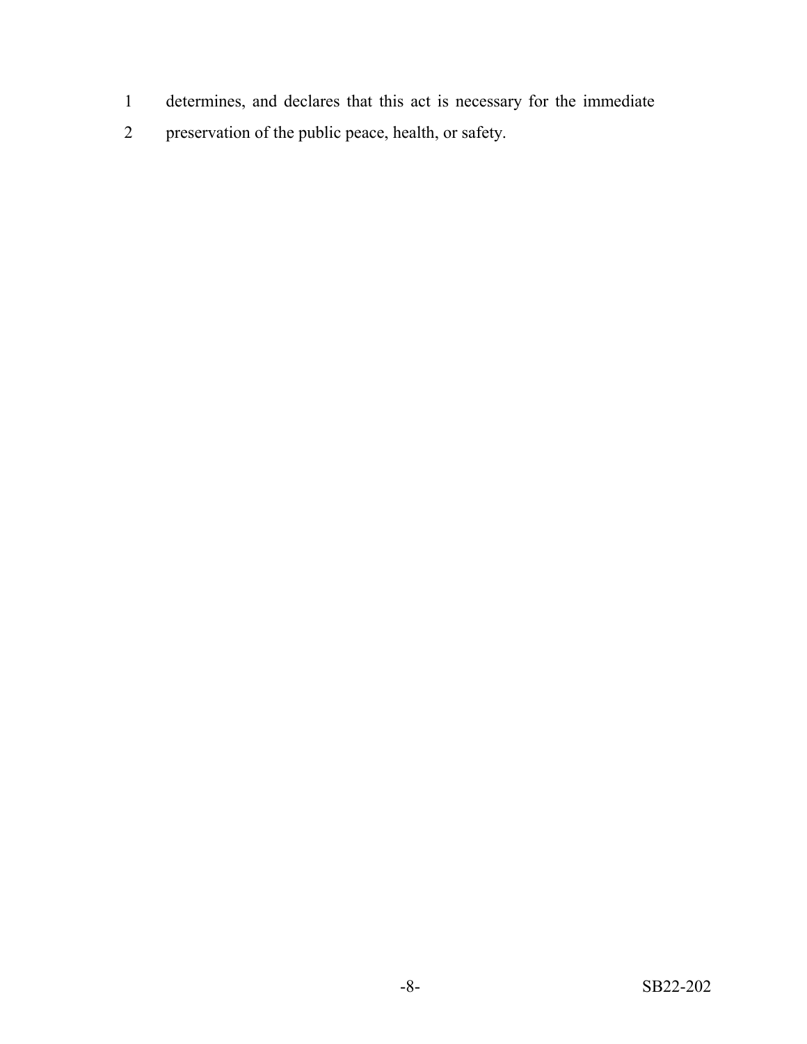determines, and declares that this act is necessary for the immediate preservation of the public peace, health, or safety.